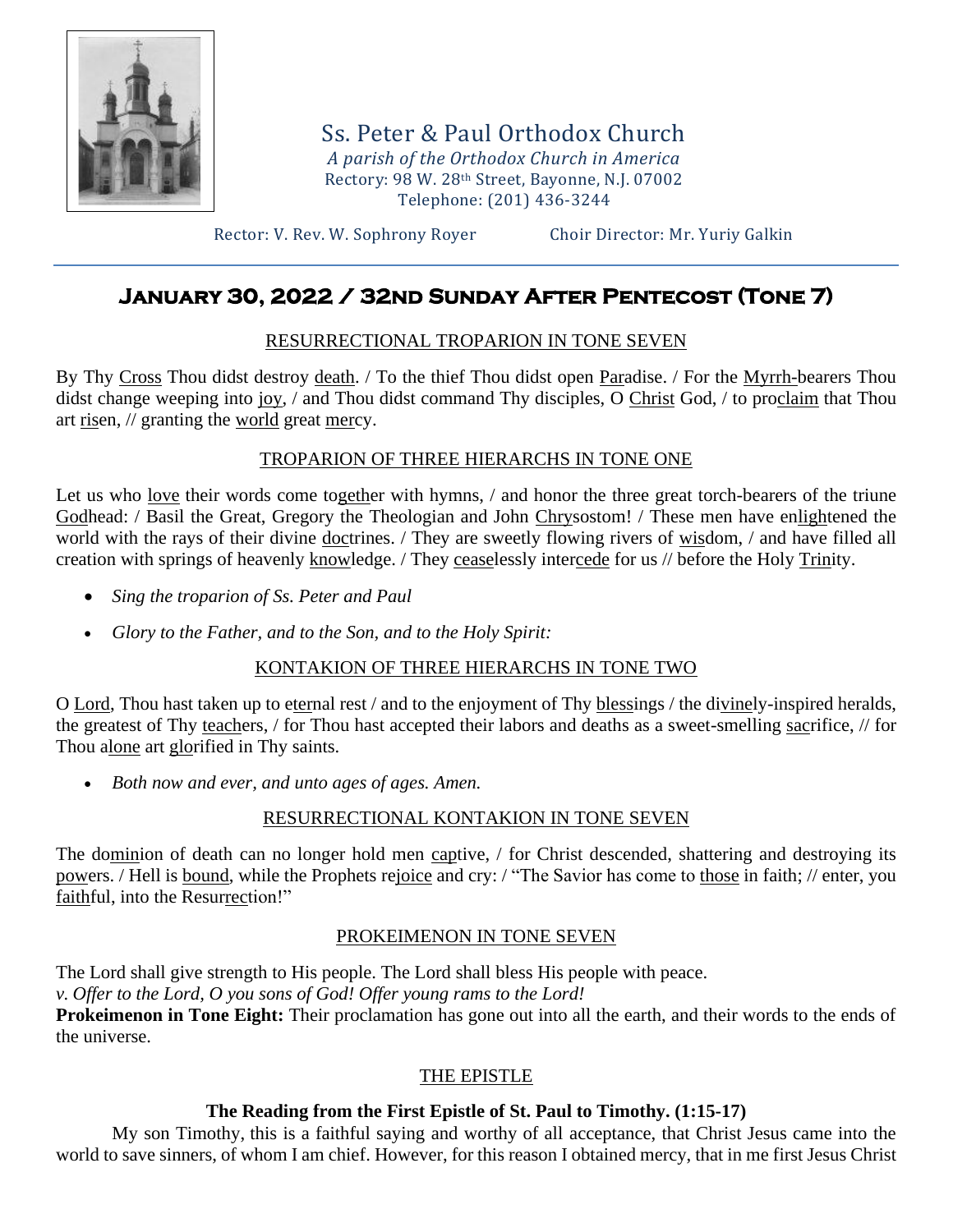# Ss. Peter & Paul Orthodox Church

*A parish of the Orthodox Church in America*
Rectory: 98 W. 28th Street, Bayonne, N.J. 07002
Telephone: (201) 436-3244

Rector: V. Rev. W. Sophrony Royer Choir Director: Mr. Yuriy Galkin

## January 30, 2022 / 32nd Sunday After Pentecost (Tone 7)

### RESURRECTIONAL TROPARION IN TONE SEVEN

By Thy Cross Thou didst destroy death. / To the thief Thou didst open Paradise. / For the Myrrh-bearers Thou didst change weeping into joy, / and Thou didst command Thy disciples, O Christ God, / to proclaim that Thou art risen, // granting the world great mercy.

### TROPARION OF THREE HIERARCHS IN TONE ONE

Let us who love their words come together with hymns, / and honor the three great torch-bearers of the triune Godhead: / Basil the Great, Gregory the Theologian and John Chrysostom! / These men have enlightened the world with the rays of their divine doctrines. / They are sweetly flowing rivers of wisdom, / and have filled all creation with springs of heavenly knowledge. / They ceaselessly intercede for us // before the Holy Trinity.

- *Sing the troparion of Ss. Peter and Paul*
- *Glory to the Father, and to the Son, and to the Holy Spirit:*

### KONTAKION OF THREE HIERARCHS IN TONE TWO

O Lord, Thou hast taken up to eternal rest / and to the enjoyment of Thy blessings / the divinely-inspired heralds, the greatest of Thy teachers, / for Thou hast accepted their labors and deaths as a sweet-smelling sacrifice, // for Thou alone art glorified in Thy saints.

- *Both now and ever, and unto ages of ages. Amen.*

### RESURRECTIONAL KONTAKION IN TONE SEVEN

The dominion of death can no longer hold men captive, / for Christ descended, shattering and destroying its powers. / Hell is bound, while the Prophets rejoice and cry: / "The Savior has come to those in faith; // enter, you faithful, into the Resurrection!"

### PROKEIMENON IN TONE SEVEN

The Lord shall give strength to His people. The Lord shall bless His people with peace.
*v. Offer to the Lord, O you sons of God! Offer young rams to the Lord!*
**Prokeimenon in Tone Eight:** Their proclamation has gone out into all the earth, and their words to the ends of the universe.

### THE EPISTLE

**The Reading from the First Epistle of St. Paul to Timothy. (1:15-17)**

My son Timothy, this is a faithful saying and worthy of all acceptance, that Christ Jesus came into the world to save sinners, of whom I am chief. However, for this reason I obtained mercy, that in me first Jesus Christ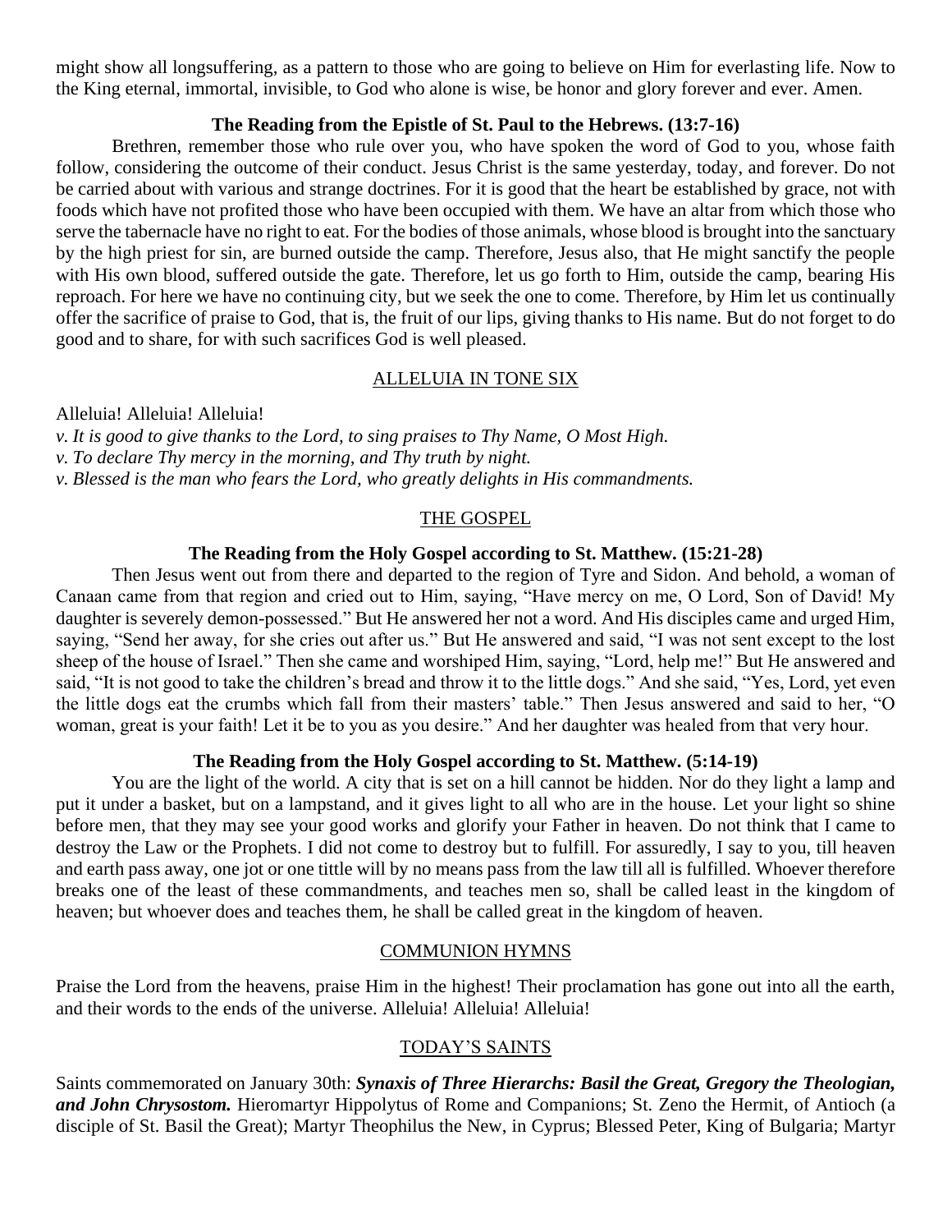might show all longsuffering, as a pattern to those who are going to believe on Him for everlasting life. Now to the King eternal, immortal, invisible, to God who alone is wise, be honor and glory forever and ever. Amen.

**The Reading from the Epistle of St. Paul to the Hebrews. (13:7-16)**

Brethren, remember those who rule over you, who have spoken the word of God to you, whose faith follow, considering the outcome of their conduct. Jesus Christ is the same yesterday, today, and forever. Do not be carried about with various and strange doctrines. For it is good that the heart be established by grace, not with foods which have not profited those who have been occupied with them. We have an altar from which those who serve the tabernacle have no right to eat. For the bodies of those animals, whose blood is brought into the sanctuary by the high priest for sin, are burned outside the camp. Therefore, Jesus also, that He might sanctify the people with His own blood, suffered outside the gate. Therefore, let us go forth to Him, outside the camp, bearing His reproach. For here we have no continuing city, but we seek the one to come. Therefore, by Him let us continually offer the sacrifice of praise to God, that is, the fruit of our lips, giving thanks to His name. But do not forget to do good and to share, for with such sacrifices God is well pleased.

## ALLELUIA IN TONE SIX

Alleluia! Alleluia! Alleluia!

*v. It is good to give thanks to the Lord, to sing praises to Thy Name, O Most High.*

*v. To declare Thy mercy in the morning, and Thy truth by night.*

*v. Blessed is the man who fears the Lord, who greatly delights in His commandments.*

## THE GOSPEL

**The Reading from the Holy Gospel according to St. Matthew. (15:21-28)**

Then Jesus went out from there and departed to the region of Tyre and Sidon. And behold, a woman of Canaan came from that region and cried out to Him, saying, "Have mercy on me, O Lord, Son of David! My daughter is severely demon-possessed." But He answered her not a word. And His disciples came and urged Him, saying, "Send her away, for she cries out after us." But He answered and said, "I was not sent except to the lost sheep of the house of Israel." Then she came and worshiped Him, saying, "Lord, help me!" But He answered and said, "It is not good to take the children's bread and throw it to the little dogs." And she said, "Yes, Lord, yet even the little dogs eat the crumbs which fall from their masters' table." Then Jesus answered and said to her, "O woman, great is your faith! Let it be to you as you desire." And her daughter was healed from that very hour.

**The Reading from the Holy Gospel according to St. Matthew. (5:14-19)**

You are the light of the world. A city that is set on a hill cannot be hidden. Nor do they light a lamp and put it under a basket, but on a lampstand, and it gives light to all who are in the house. Let your light so shine before men, that they may see your good works and glorify your Father in heaven. Do not think that I came to destroy the Law or the Prophets. I did not come to destroy but to fulfill. For assuredly, I say to you, till heaven and earth pass away, one jot or one tittle will by no means pass from the law till all is fulfilled. Whoever therefore breaks one of the least of these commandments, and teaches men so, shall be called least in the kingdom of heaven; but whoever does and teaches them, he shall be called great in the kingdom of heaven.

## COMMUNION HYMNS

Praise the Lord from the heavens, praise Him in the highest! Their proclamation has gone out into all the earth, and their words to the ends of the universe. Alleluia! Alleluia! Alleluia!

## TODAY'S SAINTS

Saints commemorated on January 30th: ***Synaxis of Three Hierarchs: Basil the Great, Gregory the Theologian, and John Chrysostom.*** Hieromartyr Hippolytus of Rome and Companions; St. Zeno the Hermit, of Antioch (a disciple of St. Basil the Great); Martyr Theophilus the New, in Cyprus; Blessed Peter, King of Bulgaria; Martyr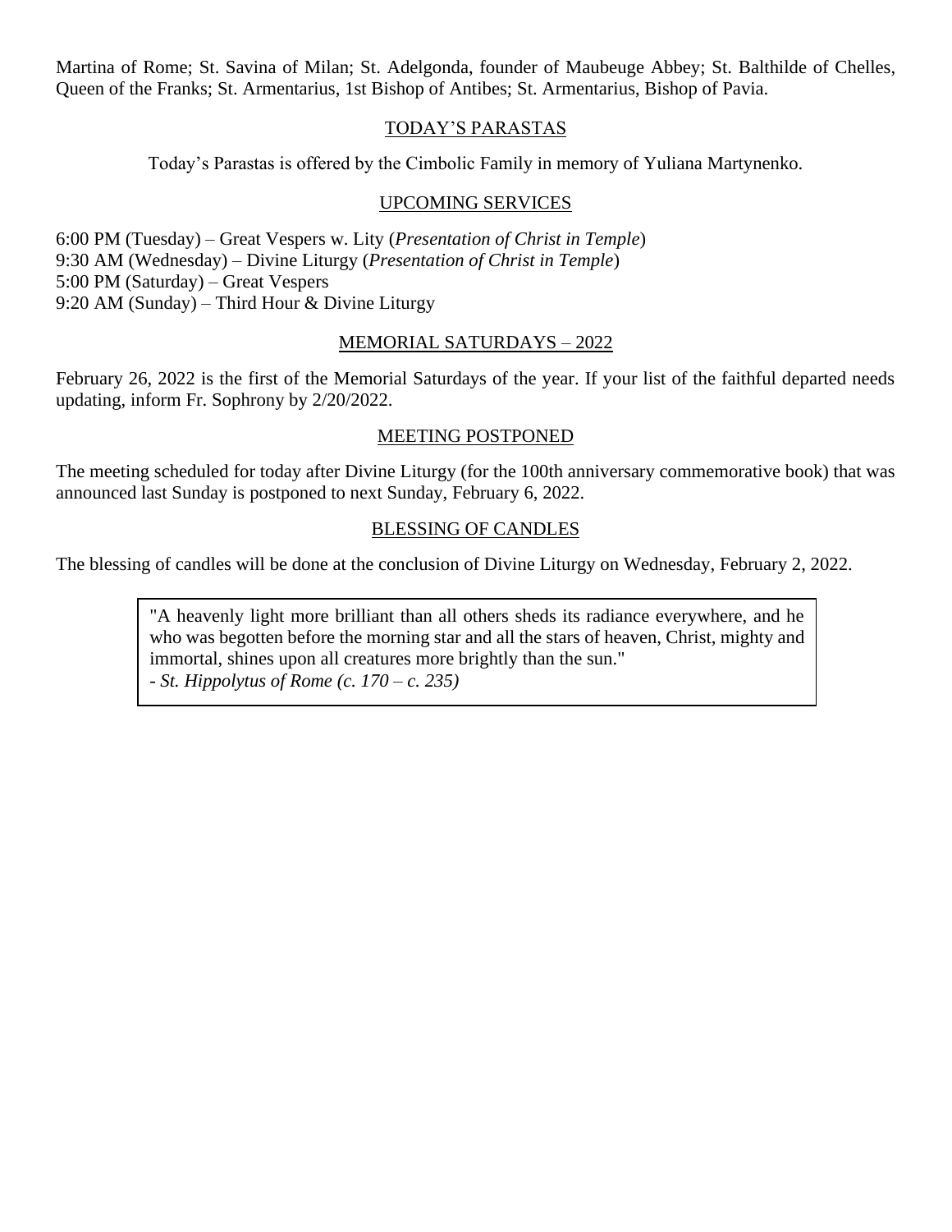Martina of Rome; St. Savina of Milan; St. Adelgonda, founder of Maubeuge Abbey; St. Balthilde of Chelles, Queen of the Franks; St. Armentarius, 1st Bishop of Antibes; St. Armentarius, Bishop of Pavia.

## TODAY'S PARASTAS

Today's Parastas is offered by the Cimbolic Family in memory of Yuliana Martynenko.

## UPCOMING SERVICES

6:00 PM (Tuesday) – Great Vespers w. Lity (*Presentation of Christ in Temple*)
9:30 AM (Wednesday) – Divine Liturgy (*Presentation of Christ in Temple*)
5:00 PM (Saturday) – Great Vespers
9:20 AM (Sunday) – Third Hour & Divine Liturgy

## MEMORIAL SATURDAYS – 2022

February 26, 2022 is the first of the Memorial Saturdays of the year. If your list of the faithful departed needs updating, inform Fr. Sophrony by 2/20/2022.

## MEETING POSTPONED

The meeting scheduled for today after Divine Liturgy (for the 100th anniversary commemorative book) that was announced last Sunday is postponed to next Sunday, February 6, 2022.

## BLESSING OF CANDLES

The blessing of candles will be done at the conclusion of Divine Liturgy on Wednesday, February 2, 2022.

> "A heavenly light more brilliant than all others sheds its radiance everywhere, and he who was begotten before the morning star and all the stars of heaven, Christ, mighty and immortal, shines upon all creatures more brightly than the sun."
> - *St. Hippolytus of Rome (c. 170 – c. 235)*